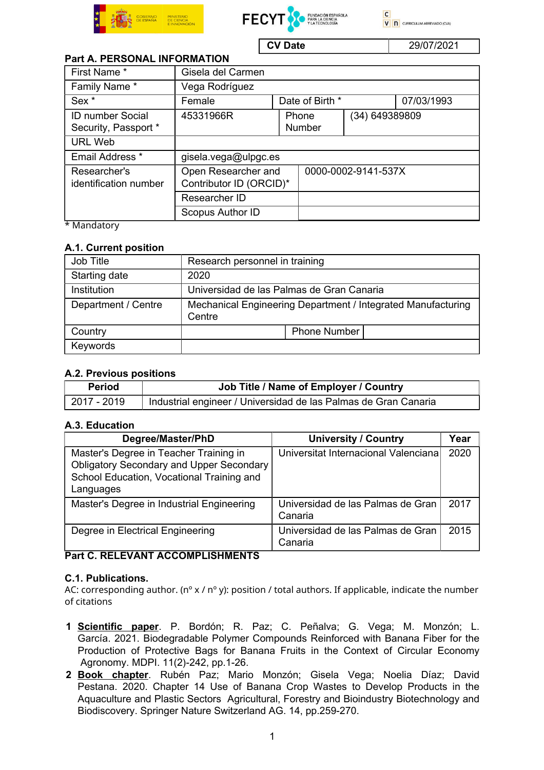| CV Date | 29/07/2021 |
|---|---|

## Part A. PERSONAL INFORMATION

| First Name * | Gisela del Carmen | | |
|---|---|---|---|
| Family Name * | Vega Rodríguez | | |
| Sex * | Female | Date of Birth * | 07/03/1993 |
| ID number Social Security, Passport * | 45331966R | Phone Number | (34) 649389809 |
| URL Web | | | |
| Email Address * | gisela.vega@ulpgc.es | | |
| Researcher's identification number | Open Researcher and Contributor ID (ORCID)* | 0000-0002-9141-537X | |
| | Researcher ID | | |
| | Scopus Author ID | | |

\* Mandatory

### A.1. Current position

| Job Title | Research personnel in training | | |
|---|---|---|---|
| Starting date | 2020 | | |
| Institution | Universidad de las Palmas de Gran Canaria | | |
| Department / Centre | Mechanical Engineering Department / Integrated Manufacturing Centre | | |
| Country | | Phone Number | |
| Keywords | | | |

### A.2. Previous positions

| Period | Job Title / Name of Employer / Country |
|---|---|
| 2017 - 2019 | Industrial engineer / Universidad de las Palmas de Gran Canaria |

### A.3. Education

| Degree/Master/PhD | University / Country | Year |
|---|---|---|
| Master's Degree in Teacher Training in Obligatory Secondary and Upper Secondary School Education, Vocational Training and Languages | Universitat Internacional Valenciana | 2020 |
| Master's Degree in Industrial Engineering | Universidad de las Palmas de Gran Canaria | 2017 |
| Degree in Electrical Engineering | Universidad de las Palmas de Gran Canaria | 2015 |

## Part C. RELEVANT ACCOMPLISHMENTS

### C.1. Publications.

AC: corresponding author. (nº x / nº y): position / total authors. If applicable, indicate the number of citations

1. **Scientific paper**. P. Bordón; R. Paz; C. Peñalva; G. Vega; M. Monzón; L. García. 2021. Biodegradable Polymer Compounds Reinforced with Banana Fiber for the Production of Protective Bags for Banana Fruits in the Context of Circular Economy Agronomy. MDPI. 11(2)-242, pp.1-26.
2. **Book chapter**. Rubén Paz; Mario Monzón; Gisela Vega; Noelia Díaz; David Pestana. 2020. Chapter 14 Use of Banana Crop Wastes to Develop Products in the Aquaculture and Plastic Sectors Agricultural, Forestry and Bioindustry Biotechnology and Biodiscovery. Springer Nature Switzerland AG. 14, pp.259-270.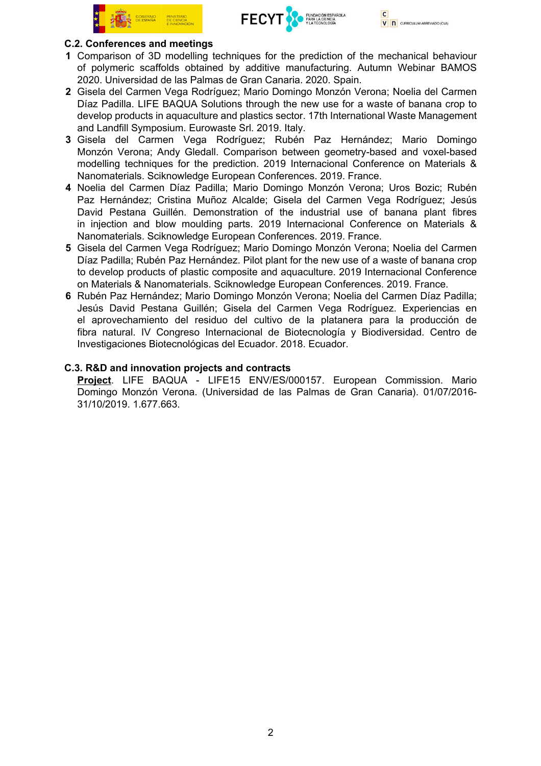**C.2. Conferences and meetings**

1. Comparison of 3D modelling techniques for the prediction of the mechanical behaviour of polymeric scaffolds obtained by additive manufacturing. Autumn Webinar BAMOS 2020. Universidad de las Palmas de Gran Canaria. 2020. Spain.
2. Gisela del Carmen Vega Rodríguez; Mario Domingo Monzón Verona; Noelia del Carmen Díaz Padilla. LIFE BAQUA Solutions through the new use for a waste of banana crop to develop products in aquaculture and plastics sector. 17th International Waste Management and Landfill Symposium. Eurowaste Srl. 2019. Italy.
3. Gisela del Carmen Vega Rodríguez; Rubén Paz Hernández; Mario Domingo Monzón Verona; Andy Gledall. Comparison between geometry-based and voxel-based modelling techniques for the prediction. 2019 Internacional Conference on Materials & Nanomaterials. Sciknowledge European Conferences. 2019. France.
4. Noelia del Carmen Díaz Padilla; Mario Domingo Monzón Verona; Uros Bozic; Rubén Paz Hernández; Cristina Muñoz Alcalde; Gisela del Carmen Vega Rodríguez; Jesús David Pestana Guillén. Demonstration of the industrial use of banana plant fibres in injection and blow moulding parts. 2019 Internacional Conference on Materials & Nanomaterials. Sciknowledge European Conferences. 2019. France.
5. Gisela del Carmen Vega Rodríguez; Mario Domingo Monzón Verona; Noelia del Carmen Díaz Padilla; Rubén Paz Hernández. Pilot plant for the new use of a waste of banana crop to develop products of plastic composite and aquaculture. 2019 Internacional Conference on Materials & Nanomaterials. Sciknowledge European Conferences. 2019. France.
6. Rubén Paz Hernández; Mario Domingo Monzón Verona; Noelia del Carmen Díaz Padilla; Jesús David Pestana Guillén; Gisela del Carmen Vega Rodríguez. Experiencias en el aprovechamiento del residuo del cultivo de la platanera para la producción de fibra natural. IV Congreso Internacional de Biotecnología y Biodiversidad. Centro de Investigaciones Biotecnológicas del Ecuador. 2018. Ecuador.

**C.3. R&D and innovation projects and contracts**

**Project**. LIFE BAQUA - LIFE15 ENV/ES/000157. European Commission. Mario Domingo Monzón Verona. (Universidad de las Palmas de Gran Canaria). 01/07/2016-31/10/2019. 1.677.663.